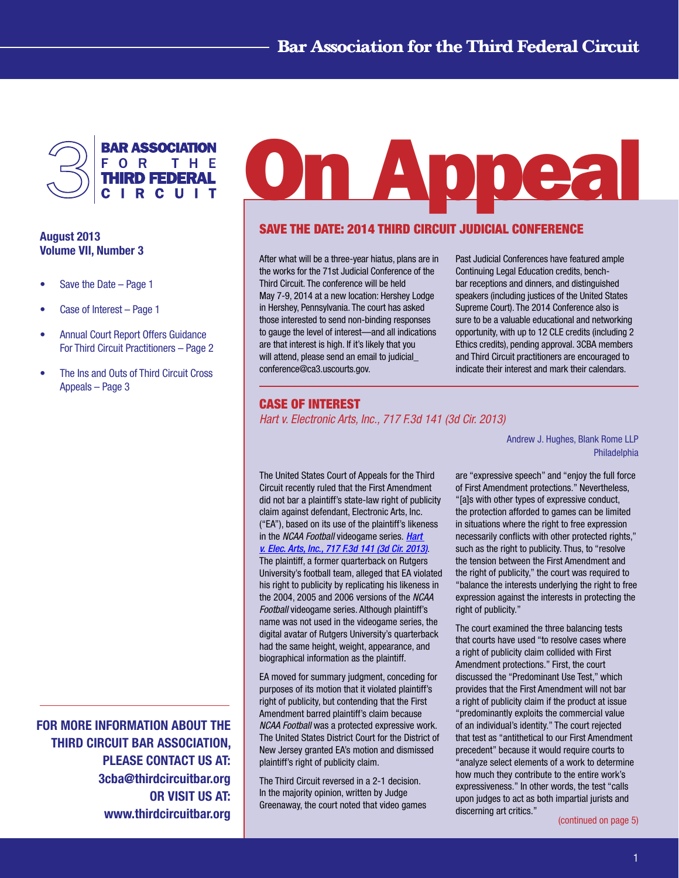# On Appeal

**Bar Association for the Third Federal Circuit**

**August 2013**
**Volume VII, Number 3**

- Save the Date – Page 1
- Case of Interest – Page 1
- Annual Court Report Offers Guidance For Third Circuit Practitioners – Page 2
- The Ins and Outs of Third Circuit Cross Appeals – Page 3

**FOR MORE INFORMATION ABOUT THE THIRD CIRCUIT BAR ASSOCIATION, PLEASE CONTACT US AT: 3cba@thirdcircuitbar.org OR VISIT US AT: www.thirdcircuitbar.org**

## SAVE THE DATE: 2014 THIRD CIRCUIT JUDICIAL CONFERENCE

After what will be a three-year hiatus, plans are in the works for the 71st Judicial Conference of the Third Circuit. The conference will be held May 7-9, 2014 at a new location: Hershey Lodge in Hershey, Pennsylvania. The court has asked those interested to send non-binding responses to gauge the level of interest—and all indications are that interest is high. If it's likely that you will attend, please send an email to judicial_conference@ca3.uscourts.gov.

Past Judicial Conferences have featured ample Continuing Legal Education credits, bench-bar receptions and dinners, and distinguished speakers (including justices of the United States Supreme Court). The 2014 Conference also is sure to be a valuable educational and networking opportunity, with up to 12 CLE credits (including 2 Ethics credits), pending approval. 3CBA members and Third Circuit practitioners are encouraged to indicate their interest and mark their calendars.

## CASE OF INTEREST

*Hart v. Electronic Arts, Inc., 717 F.3d 141 (3d Cir. 2013)*

Andrew J. Hughes, Blank Rome LLP
Philadelphia

The United States Court of Appeals for the Third Circuit recently ruled that the First Amendment did not bar a plaintiff's state-law right of publicity claim against defendant, Electronic Arts, Inc. ("EA"), based on its use of the plaintiff's likeness in the *NCAA Football* videogame series. *Hart v. Elec. Arts, Inc., 717 F.3d 141 (3d Cir. 2013)*. The plaintiff, a former quarterback on Rutgers University's football team, alleged that EA violated his right to publicity by replicating his likeness in the 2004, 2005 and 2006 versions of the *NCAA Football* videogame series. Although plaintiff's name was not used in the videogame series, the digital avatar of Rutgers University's quarterback had the same height, weight, appearance, and biographical information as the plaintiff.

EA moved for summary judgment, conceding for purposes of its motion that it violated plaintiff's right of publicity, but contending that the First Amendment barred plaintiff's claim because *NCAA Football* was a protected expressive work. The United States District Court for the District of New Jersey granted EA's motion and dismissed plaintiff's right of publicity claim.

The Third Circuit reversed in a 2-1 decision. In the majority opinion, written by Judge Greenaway, the court noted that video games are "expressive speech" and "enjoy the full force of First Amendment protections." Nevertheless, "[a]s with other types of expressive conduct, the protection afforded to games can be limited in situations where the right to free expression necessarily conflicts with other protected rights," such as the right to publicity. Thus, to "resolve the tension between the First Amendment and the right of publicity," the court was required to "balance the interests underlying the right to free expression against the interests in protecting the right of publicity."

The court examined the three balancing tests that courts have used "to resolve cases where a right of publicity claim collided with First Amendment protections." First, the court discussed the "Predominant Use Test," which provides that the First Amendment will not bar a right of publicity claim if the product at issue "predominantly exploits the commercial value of an individual's identity." The court rejected that test as "antithetical to our First Amendment precedent" because it would require courts to "analyze select elements of a work to determine how much they contribute to the entire work's expressiveness." In other words, the test "calls upon judges to act as both impartial jurists and discerning art critics."

(continued on page 5)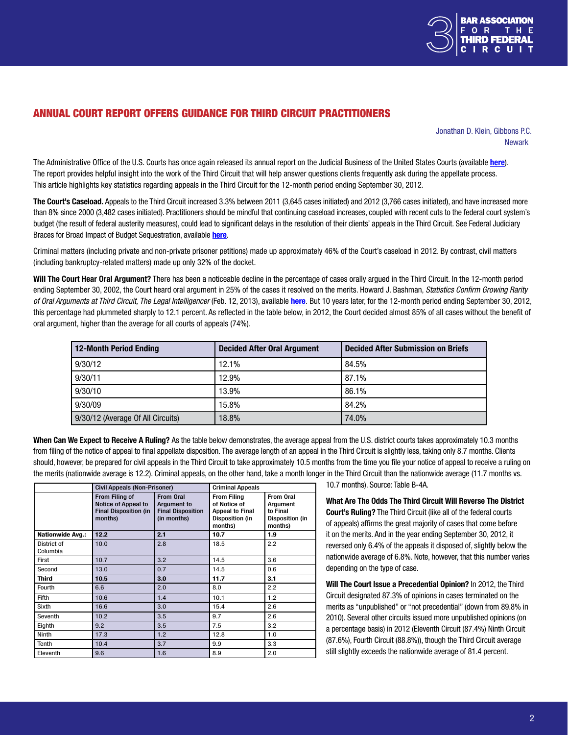## ANNUAL COURT REPORT OFFERS GUIDANCE FOR THIRD CIRCUIT PRACTITIONERS

Jonathan D. Klein, Gibbons P.C.
Newark

The Administrative Office of the U.S. Courts has once again released its annual report on the Judicial Business of the United States Courts (available **here**). The report provides helpful insight into the work of the Third Circuit that will help answer questions clients frequently ask during the appellate process. This article highlights key statistics regarding appeals in the Third Circuit for the 12-month period ending September 30, 2012.

**The Court's Caseload.** Appeals to the Third Circuit increased 3.3% between 2011 (3,645 cases initiated) and 2012 (3,766 cases initiated), and have increased more than 8% since 2000 (3,482 cases initiated). Practitioners should be mindful that continuing caseload increases, coupled with recent cuts to the federal court system's budget (the result of federal austerity measures), could lead to significant delays in the resolution of their clients' appeals in the Third Circuit. See Federal Judiciary Braces for Broad Impact of Budget Sequestration, available **here**.

Criminal matters (including private and non-private prisoner petitions) made up approximately 46% of the Court's caseload in 2012. By contrast, civil matters (including bankruptcy-related matters) made up only 32% of the docket.

**Will The Court Hear Oral Argument?** There has been a noticeable decline in the percentage of cases orally argued in the Third Circuit. In the 12-month period ending September 30, 2002, the Court heard oral argument in 25% of the cases it resolved on the merits. Howard J. Bashman, *Statistics Confirm Growing Rarity of Oral Arguments at Third Circuit, The Legal Intelligencer* (Feb. 12, 2013), available **here**. But 10 years later, for the 12-month period ending September 30, 2012, this percentage had plummeted sharply to 12.1 percent. As reflected in the table below, in 2012, the Court decided almost 85% of all cases without the benefit of oral argument, higher than the average for all courts of appeals (74%).

| 12-Month Period Ending | Decided After Oral Argument | Decided After Submission on Briefs |
|---|---|---|
| 9/30/12 | 12.1% | 84.5% |
| 9/30/11 | 12.9% | 87.1% |
| 9/30/10 | 13.9% | 86.1% |
| 9/30/09 | 15.8% | 84.2% |
| 9/30/12 (Average Of All Circuits) | 18.8% | 74.0% |

**When Can We Expect to Receive A Ruling?** As the table below demonstrates, the average appeal from the U.S. district courts takes approximately 10.3 months from filing of the notice of appeal to final appellate disposition. The average length of an appeal in the Third Circuit is slightly less, taking only 8.7 months. Clients should, however, be prepared for civil appeals in the Third Circuit to take approximately 10.5 months from the time you file your notice of appeal to receive a ruling on the merits (nationwide average is 12.2). Criminal appeals, on the other hand, take a month longer in the Third Circuit than the nationwide average (11.7 months vs. 10.7 months). Source: Table B-4A.

| | Civil Appeals (Non-Prisoner) | | Criminal Appeals | |
|---|---|---|---|---|
| | From Filing of Notice of Appeal to Final Disposition (in months) | From Oral Argument to Final Disposition (in months) | From Filing of Notice of Appeal to Final Disposition (in months) | From Oral Argument to Final Disposition (in months) |
| **Nationwide Avg.:** | **12.2** | **2.1** | **10.7** | **1.9** |
| District of Columbia | 10.0 | 2.8 | 18.5 | 2.2 |
| First | 10.7 | 3.2 | 14.5 | 3.6 |
| Second | 13.0 | 0.7 | 14.5 | 0.6 |
| **Third** | **10.5** | **3.0** | **11.7** | **3.1** |
| Fourth | 6.6 | 2.0 | 8.0 | 2.2 |
| Fifth | 10.6 | 1.4 | 10.1 | 1.2 |
| Sixth | 16.6 | 3.0 | 15.4 | 2.6 |
| Seventh | 10.2 | 3.5 | 9.7 | 2.6 |
| Eighth | 9.2 | 3.5 | 7.5 | 3.2 |
| Ninth | 17.3 | 1.2 | 12.8 | 1.0 |
| Tenth | 10.4 | 3.7 | 9.9 | 3.3 |
| Eleventh | 9.6 | 1.6 | 8.9 | 2.0 |

**What Are The Odds The Third Circuit Will Reverse The District Court's Ruling?** The Third Circuit (like all of the federal courts of appeals) affirms the great majority of cases that come before it on the merits. And in the year ending September 30, 2012, it reversed only 6.4% of the appeals it disposed of, slightly below the nationwide average of 6.8%. Note, however, that this number varies depending on the type of case.

**Will The Court Issue a Precedential Opinion?** In 2012, the Third Circuit designated 87.3% of opinions in cases terminated on the merits as "unpublished" or "not precedential" (down from 89.8% in 2010). Several other circuits issued more unpublished opinions (on a percentage basis) in 2012 (Eleventh Circuit (87.4%) Ninth Circuit (87.6%), Fourth Circuit (88.8%)), though the Third Circuit average still slightly exceeds the nationwide average of 81.4 percent.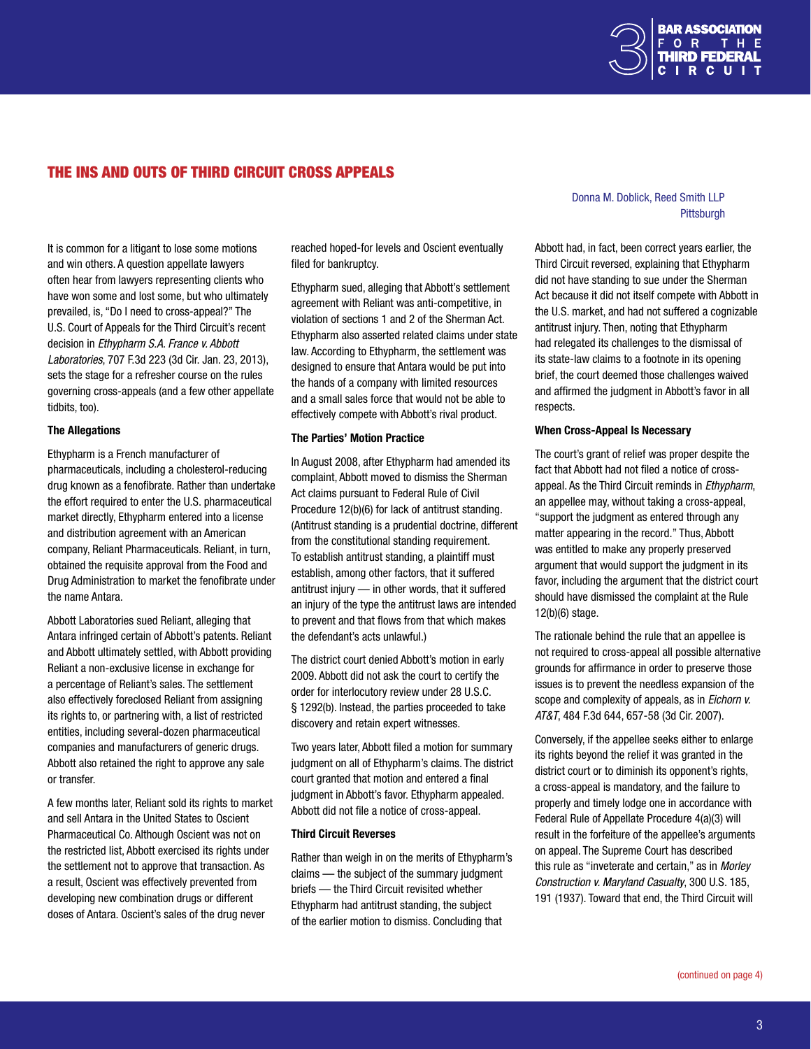# THE INS AND OUTS OF THIRD CIRCUIT CROSS APPEALS

Donna M. Doblick, Reed Smith LLP
Pittsburgh

It is common for a litigant to lose some motions and win others. A question appellate lawyers often hear from lawyers representing clients who have won some and lost some, but who ultimately prevailed, is, "Do I need to cross-appeal?" The U.S. Court of Appeals for the Third Circuit's recent decision in *Ethypharm S.A. France v. Abbott Laboratories*, 707 F.3d 223 (3d Cir. Jan. 23, 2013), sets the stage for a refresher course on the rules governing cross-appeals (and a few other appellate tidbits, too).

**The Allegations**

Ethypharm is a French manufacturer of pharmaceuticals, including a cholesterol-reducing drug known as a fenofibrate. Rather than undertake the effort required to enter the U.S. pharmaceutical market directly, Ethypharm entered into a license and distribution agreement with an American company, Reliant Pharmaceuticals. Reliant, in turn, obtained the requisite approval from the Food and Drug Administration to market the fenofibrate under the name Antara.

Abbott Laboratories sued Reliant, alleging that Antara infringed certain of Abbott's patents. Reliant and Abbott ultimately settled, with Abbott providing Reliant a non-exclusive license in exchange for a percentage of Reliant's sales. The settlement also effectively foreclosed Reliant from assigning its rights to, or partnering with, a list of restricted entities, including several-dozen pharmaceutical companies and manufacturers of generic drugs. Abbott also retained the right to approve any sale or transfer.

A few months later, Reliant sold its rights to market and sell Antara in the United States to Oscient Pharmaceutical Co. Although Oscient was not on the restricted list, Abbott exercised its rights under the settlement not to approve that transaction. As a result, Oscient was effectively prevented from developing new combination drugs or different doses of Antara. Oscient's sales of the drug never reached hoped-for levels and Oscient eventually filed for bankruptcy.

Ethypharm sued, alleging that Abbott's settlement agreement with Reliant was anti-competitive, in violation of sections 1 and 2 of the Sherman Act. Ethypharm also asserted related claims under state law. According to Ethypharm, the settlement was designed to ensure that Antara would be put into the hands of a company with limited resources and a small sales force that would not be able to effectively compete with Abbott's rival product.

**The Parties' Motion Practice**

In August 2008, after Ethypharm had amended its complaint, Abbott moved to dismiss the Sherman Act claims pursuant to Federal Rule of Civil Procedure 12(b)(6) for lack of antitrust standing. (Antitrust standing is a prudential doctrine, different from the constitutional standing requirement. To establish antitrust standing, a plaintiff must establish, among other factors, that it suffered antitrust injury — in other words, that it suffered an injury of the type the antitrust laws are intended to prevent and that flows from that which makes the defendant's acts unlawful.)

The district court denied Abbott's motion in early 2009. Abbott did not ask the court to certify the order for interlocutory review under 28 U.S.C. § 1292(b). Instead, the parties proceeded to take discovery and retain expert witnesses.

Two years later, Abbott filed a motion for summary judgment on all of Ethypharm's claims. The district court granted that motion and entered a final judgment in Abbott's favor. Ethypharm appealed. Abbott did not file a notice of cross-appeal.

**Third Circuit Reverses**

Rather than weigh in on the merits of Ethypharm's claims — the subject of the summary judgment briefs — the Third Circuit revisited whether Ethypharm had antitrust standing, the subject of the earlier motion to dismiss. Concluding that Abbott had, in fact, been correct years earlier, the Third Circuit reversed, explaining that Ethypharm did not have standing to sue under the Sherman Act because it did not itself compete with Abbott in the U.S. market, and had not suffered a cognizable antitrust injury. Then, noting that Ethypharm had relegated its challenges to the dismissal of its state-law claims to a footnote in its opening brief, the court deemed those challenges waived and affirmed the judgment in Abbott's favor in all respects.

**When Cross-Appeal Is Necessary**

The court's grant of relief was proper despite the fact that Abbott had not filed a notice of cross-appeal. As the Third Circuit reminds in *Ethypharm*, an appellee may, without taking a cross-appeal, "support the judgment as entered through any matter appearing in the record." Thus, Abbott was entitled to make any properly preserved argument that would support the judgment in its favor, including the argument that the district court should have dismissed the complaint at the Rule 12(b)(6) stage.

The rationale behind the rule that an appellee is not required to cross-appeal all possible alternative grounds for affirmance in order to preserve those issues is to prevent the needless expansion of the scope and complexity of appeals, as in *Eichorn v. AT&T*, 484 F.3d 644, 657-58 (3d Cir. 2007).

Conversely, if the appellee seeks either to enlarge its rights beyond the relief it was granted in the district court or to diminish its opponent's rights, a cross-appeal is mandatory, and the failure to properly and timely lodge one in accordance with Federal Rule of Appellate Procedure 4(a)(3) will result in the forfeiture of the appellee's arguments on appeal. The Supreme Court has described this rule as "inveterate and certain," as in *Morley Construction v. Maryland Casualty*, 300 U.S. 185, 191 (1937). Toward that end, the Third Circuit will

(continued on page 4)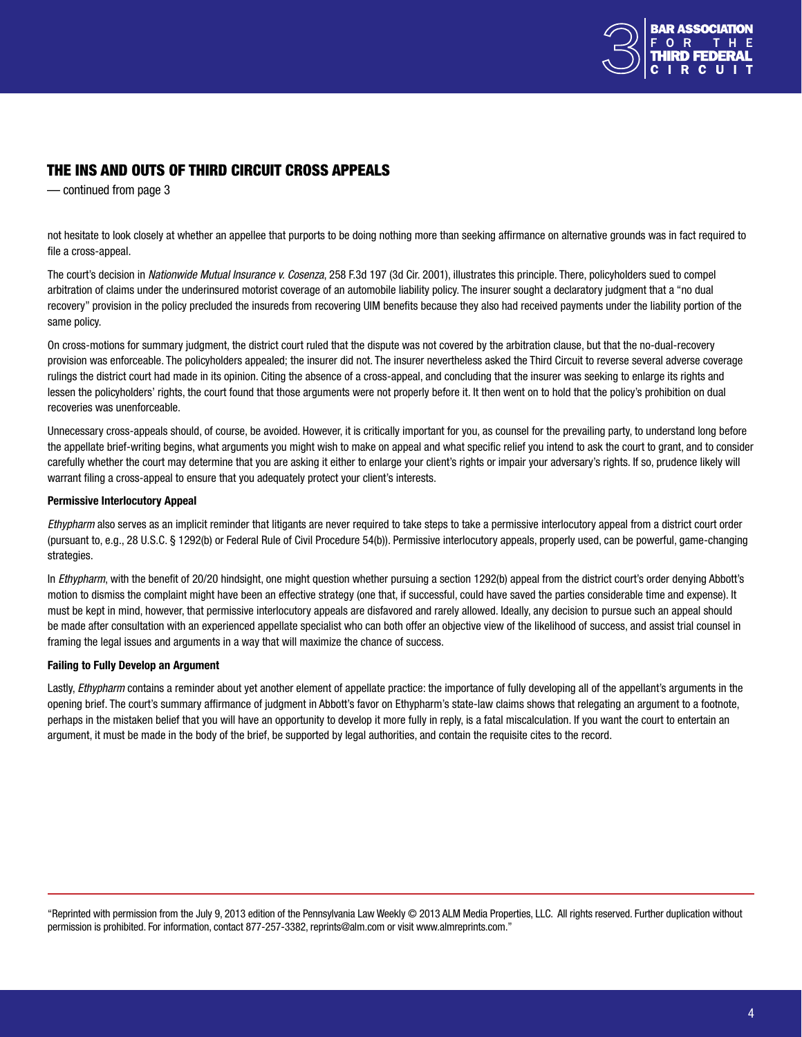## THE INS AND OUTS OF THIRD CIRCUIT CROSS APPEALS

— continued from page 3

not hesitate to look closely at whether an appellee that purports to be doing nothing more than seeking affirmance on alternative grounds was in fact required to file a cross-appeal.

The court's decision in *Nationwide Mutual Insurance v. Cosenza*, 258 F.3d 197 (3d Cir. 2001), illustrates this principle. There, policyholders sued to compel arbitration of claims under the underinsured motorist coverage of an automobile liability policy. The insurer sought a declaratory judgment that a "no dual recovery" provision in the policy precluded the insureds from recovering UIM benefits because they also had received payments under the liability portion of the same policy.

On cross-motions for summary judgment, the district court ruled that the dispute was not covered by the arbitration clause, but that the no-dual-recovery provision was enforceable. The policyholders appealed; the insurer did not. The insurer nevertheless asked the Third Circuit to reverse several adverse coverage rulings the district court had made in its opinion. Citing the absence of a cross-appeal, and concluding that the insurer was seeking to enlarge its rights and lessen the policyholders' rights, the court found that those arguments were not properly before it. It then went on to hold that the policy's prohibition on dual recoveries was unenforceable.

Unnecessary cross-appeals should, of course, be avoided. However, it is critically important for you, as counsel for the prevailing party, to understand long before the appellate brief-writing begins, what arguments you might wish to make on appeal and what specific relief you intend to ask the court to grant, and to consider carefully whether the court may determine that you are asking it either to enlarge your client's rights or impair your adversary's rights. If so, prudence likely will warrant filing a cross-appeal to ensure that you adequately protect your client's interests.

**Permissive Interlocutory Appeal**

*Ethypharm* also serves as an implicit reminder that litigants are never required to take steps to take a permissive interlocutory appeal from a district court order (pursuant to, e.g., 28 U.S.C. § 1292(b) or Federal Rule of Civil Procedure 54(b)). Permissive interlocutory appeals, properly used, can be powerful, game-changing strategies.

In *Ethypharm*, with the benefit of 20/20 hindsight, one might question whether pursuing a section 1292(b) appeal from the district court's order denying Abbott's motion to dismiss the complaint might have been an effective strategy (one that, if successful, could have saved the parties considerable time and expense). It must be kept in mind, however, that permissive interlocutory appeals are disfavored and rarely allowed. Ideally, any decision to pursue such an appeal should be made after consultation with an experienced appellate specialist who can both offer an objective view of the likelihood of success, and assist trial counsel in framing the legal issues and arguments in a way that will maximize the chance of success.

**Failing to Fully Develop an Argument**

Lastly, *Ethypharm* contains a reminder about yet another element of appellate practice: the importance of fully developing all of the appellant's arguments in the opening brief. The court's summary affirmance of judgment in Abbott's favor on Ethypharm's state-law claims shows that relegating an argument to a footnote, perhaps in the mistaken belief that you will have an opportunity to develop it more fully in reply, is a fatal miscalculation. If you want the court to entertain an argument, it must be made in the body of the brief, be supported by legal authorities, and contain the requisite cites to the record.

---

"Reprinted with permission from the July 9, 2013 edition of the Pennsylvania Law Weekly © 2013 ALM Media Properties, LLC. All rights reserved. Further duplication without permission is prohibited. For information, contact 877-257-3382, reprints@alm.com or visit www.almreprints.com."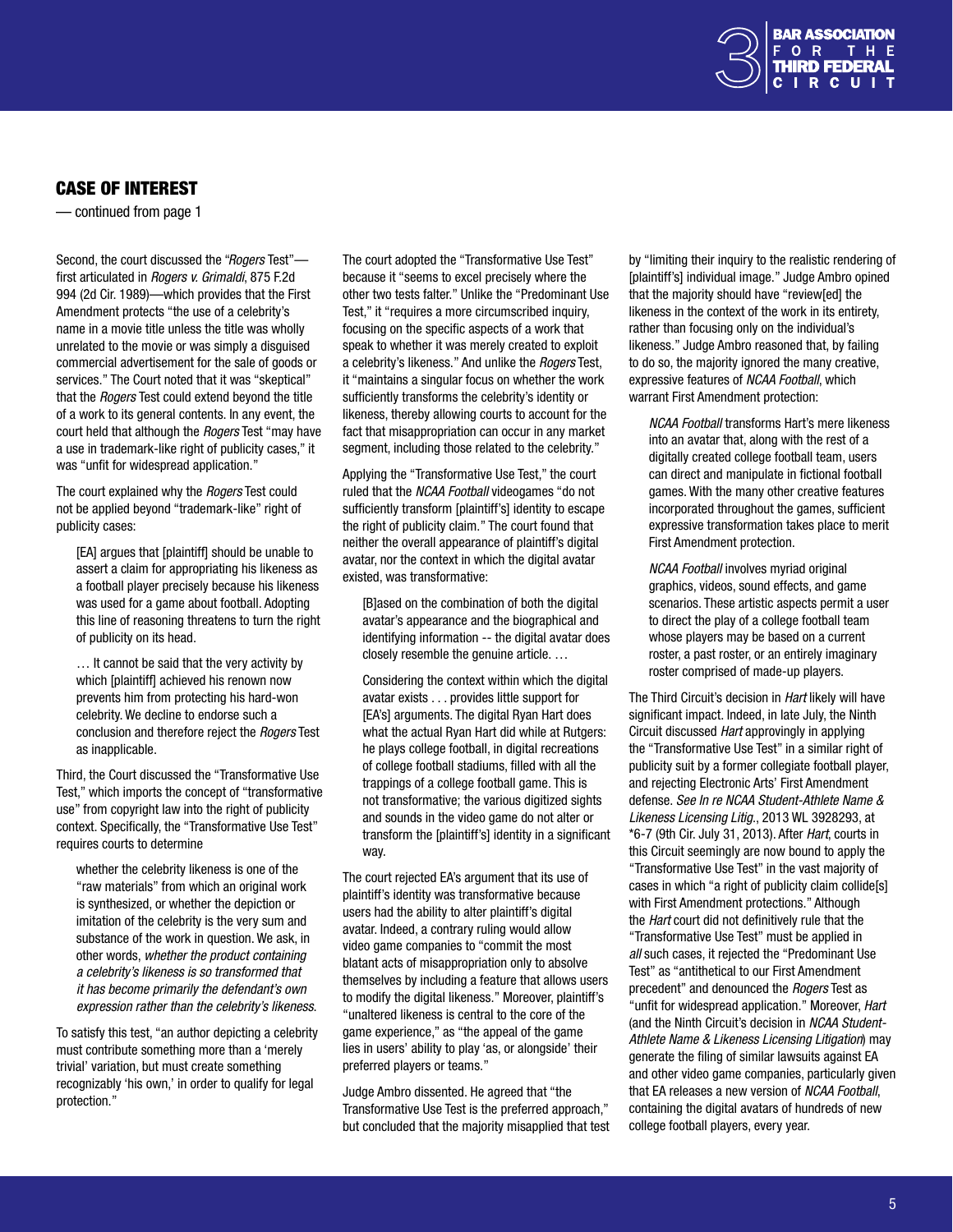## CASE OF INTEREST

— continued from page 1

Second, the court discussed the "*Rogers* Test"—first articulated in *Rogers v. Grimaldi*, 875 F.2d 994 (2d Cir. 1989)—which provides that the First Amendment protects "the use of a celebrity's name in a movie title unless the title was wholly unrelated to the movie or was simply a disguised commercial advertisement for the sale of goods or services." The Court noted that it was "skeptical" that the *Rogers* Test could extend beyond the title of a work to its general contents. In any event, the court held that although the *Rogers* Test "may have a use in trademark-like right of publicity cases," it was "unfit for widespread application."

The court explained why the *Rogers* Test could not be applied beyond "trademark-like" right of publicity cases:

> [EA] argues that [plaintiff] should be unable to assert a claim for appropriating his likeness as a football player precisely because his likeness was used for a game about football. Adopting this line of reasoning threatens to turn the right of publicity on its head.
>
> … It cannot be said that the very activity by which [plaintiff] achieved his renown now prevents him from protecting his hard-won celebrity. We decline to endorse such a conclusion and therefore reject the *Rogers* Test as inapplicable.

Third, the Court discussed the "Transformative Use Test," which imports the concept of "transformative use" from copyright law into the right of publicity context. Specifically, the "Transformative Use Test" requires courts to determine

> whether the celebrity likeness is one of the "raw materials" from which an original work is synthesized, or whether the depiction or imitation of the celebrity is the very sum and substance of the work in question. We ask, in other words, *whether the product containing a celebrity's likeness is so transformed that it has become primarily the defendant's own expression rather than the celebrity's likeness.*

To satisfy this test, "an author depicting a celebrity must contribute something more than a 'merely trivial' variation, but must create something recognizably 'his own,' in order to qualify for legal protection."

The court adopted the "Transformative Use Test" because it "seems to excel precisely where the other two tests falter." Unlike the "Predominant Use Test," it "requires a more circumscribed inquiry, focusing on the specific aspects of a work that speak to whether it was merely created to exploit a celebrity's likeness." And unlike the *Rogers* Test, it "maintains a singular focus on whether the work sufficiently transforms the celebrity's identity or likeness, thereby allowing courts to account for the fact that misappropriation can occur in any market segment, including those related to the celebrity."

Applying the "Transformative Use Test," the court ruled that the *NCAA Football* videogames "do not sufficiently transform [plaintiff's] identity to escape the right of publicity claim." The court found that neither the overall appearance of plaintiff's digital avatar, nor the context in which the digital avatar existed, was transformative:

> [B]ased on the combination of both the digital avatar's appearance and the biographical and identifying information -- the digital avatar does closely resemble the genuine article. …
>
> Considering the context within which the digital avatar exists . . . provides little support for [EA's] arguments. The digital Ryan Hart does what the actual Ryan Hart did while at Rutgers: he plays college football, in digital recreations of college football stadiums, filled with all the trappings of a college football game. This is not transformative; the various digitized sights and sounds in the video game do not alter or transform the [plaintiff's] identity in a significant way.

The court rejected EA's argument that its use of plaintiff's identity was transformative because users had the ability to alter plaintiff's digital avatar. Indeed, a contrary ruling would allow video game companies to "commit the most blatant acts of misappropriation only to absolve themselves by including a feature that allows users to modify the digital likeness." Moreover, plaintiff's "unaltered likeness is central to the core of the game experience," as "the appeal of the game lies in users' ability to play 'as, or alongside' their preferred players or teams."

Judge Ambro dissented. He agreed that "the Transformative Use Test is the preferred approach," but concluded that the majority misapplied that test by "limiting their inquiry to the realistic rendering of [plaintiff's] individual image." Judge Ambro opined that the majority should have "review[ed] the likeness in the context of the work in its entirety, rather than focusing only on the individual's likeness." Judge Ambro reasoned that, by failing to do so, the majority ignored the many creative, expressive features of *NCAA Football*, which warrant First Amendment protection:

> *NCAA Football* transforms Hart's mere likeness into an avatar that, along with the rest of a digitally created college football team, users can direct and manipulate in fictional football games. With the many other creative features incorporated throughout the games, sufficient expressive transformation takes place to merit First Amendment protection.
>
> *NCAA Football* involves myriad original graphics, videos, sound effects, and game scenarios. These artistic aspects permit a user to direct the play of a college football team whose players may be based on a current roster, a past roster, or an entirely imaginary roster comprised of made-up players.

The Third Circuit's decision in *Hart* likely will have significant impact. Indeed, in late July, the Ninth Circuit discussed *Hart* approvingly in applying the "Transformative Use Test" in a similar right of publicity suit by a former collegiate football player, and rejecting Electronic Arts' First Amendment defense. *See In re NCAA Student-Athlete Name & Likeness Licensing Litig.*, 2013 WL 3928293, at *6-7 (9th Cir. July 31, 2013). After *Hart*, courts in this Circuit seemingly are now bound to apply the "Transformative Use Test" in the vast majority of cases in which "a right of publicity claim collide[s] with First Amendment protections." Although the *Hart* court did not definitively rule that the "Transformative Use Test" must be applied in *all* such cases, it rejected the "Predominant Use Test" as "antithetical to our First Amendment precedent" and denounced the *Rogers* Test as "unfit for widespread application." Moreover, *Hart* (and the Ninth Circuit's decision in *NCAA Student-Athlete Name & Likeness Licensing Litigation*) may generate the filing of similar lawsuits against EA and other video game companies, particularly given that EA releases a new version of *NCAA Football*, containing the digital avatars of hundreds of new college football players, every year.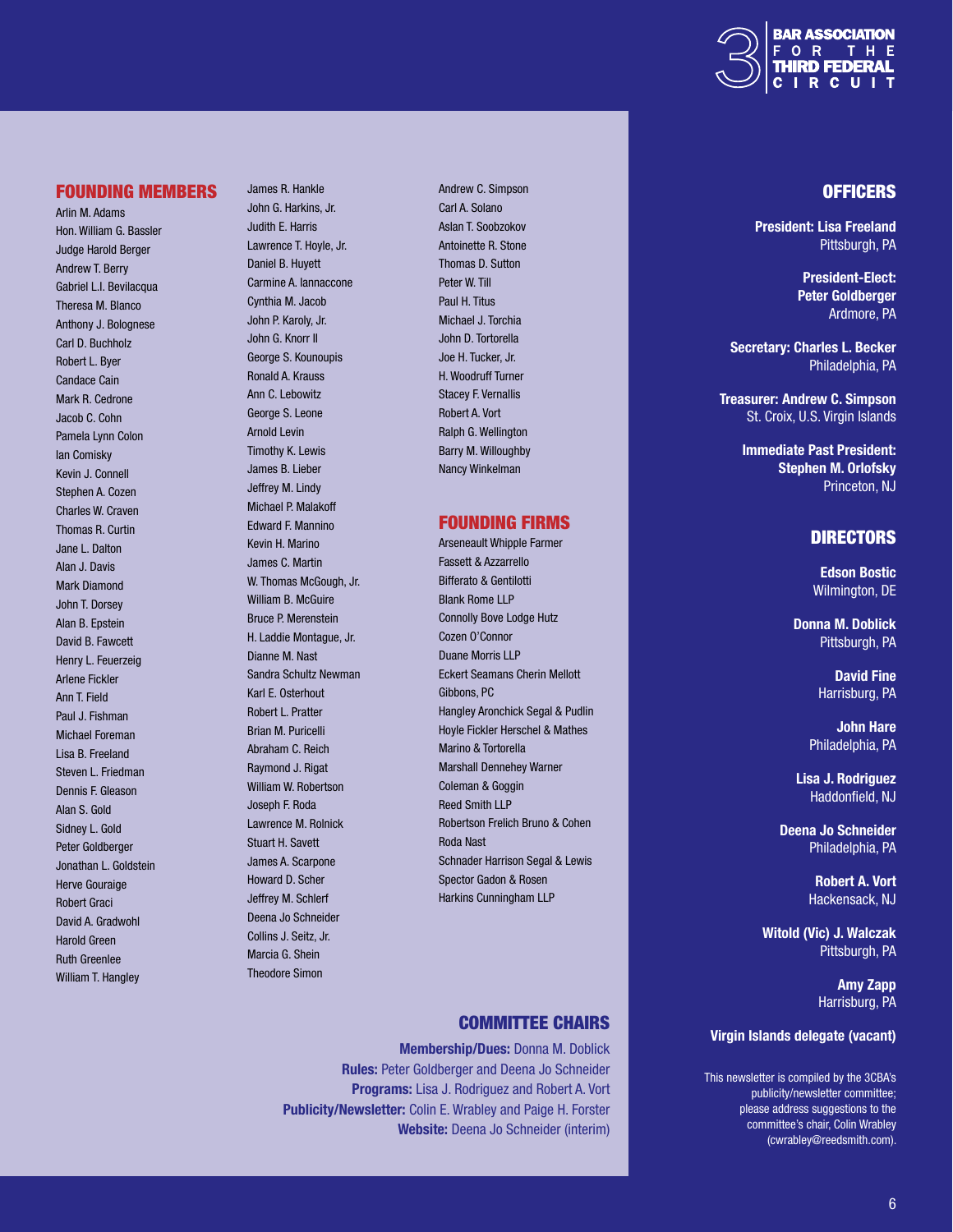BAR ASSOCIATION FOR THE THIRD FEDERAL CIRCUIT

## FOUNDING MEMBERS

Arlin M. Adams
Hon. William G. Bassler
Judge Harold Berger
Andrew T. Berry
Gabriel L.I. Bevilacqua
Theresa M. Blanco
Anthony J. Bolognese
Carl D. Buchholz
Robert L. Byer
Candace Cain
Mark R. Cedrone
Jacob C. Cohn
Pamela Lynn Colon
Ian Comisky
Kevin J. Connell
Stephen A. Cozen
Charles W. Craven
Thomas R. Curtin
Jane L. Dalton
Alan J. Davis
Mark Diamond
John T. Dorsey
Alan B. Epstein
David B. Fawcett
Henry L. Feuerzeig
Arlene Fickler
Ann T. Field
Paul J. Fishman
Michael Foreman
Lisa B. Freeland
Steven L. Friedman
Dennis F. Gleason
Alan S. Gold
Sidney L. Gold
Peter Goldberger
Jonathan L. Goldstein
Herve Gouraige
Robert Graci
David A. Gradwohl
Harold Green
Ruth Greenlee
William T. Hangley
James R. Hankle
John G. Harkins, Jr.
Judith E. Harris
Lawrence T. Hoyle, Jr.
Daniel B. Huyett
Carmine A. Iannaccone
Cynthia M. Jacob
John P. Karoly, Jr.
John G. Knorr II
George S. Kounoupis
Ronald A. Krauss
Ann C. Lebowitz
George S. Leone
Arnold Levin
Timothy K. Lewis
James B. Lieber
Jeffrey M. Lindy
Michael P. Malakoff
Edward F. Mannino
Kevin H. Marino
James C. Martin
W. Thomas McGough, Jr.
William B. McGuire
Bruce P. Merenstein
H. Laddie Montague, Jr.
Dianne M. Nast
Sandra Schultz Newman
Karl E. Osterhout
Robert L. Pratter
Brian M. Puricelli
Abraham C. Reich
Raymond J. Rigat
William W. Robertson
Joseph F. Roda
Lawrence M. Rolnick
Stuart H. Savett
James A. Scarpone
Howard D. Scher
Jeffrey M. Schlerf
Deena Jo Schneider
Collins J. Seitz, Jr.
Marcia G. Shein
Theodore Simon
Andrew C. Simpson
Carl A. Solano
Aslan T. Soobzokov
Antoinette R. Stone
Thomas D. Sutton
Peter W. Till
Paul H. Titus
Michael J. Torchia
John D. Tortorella
Joe H. Tucker, Jr.
H. Woodruff Turner
Stacey F. Vernallis
Robert A. Vort
Ralph G. Wellington
Barry M. Willoughby
Nancy Winkelman

## FOUNDING FIRMS

Arseneault Whipple Farmer
Fassett & Azzarrello
Bifferato & Gentilotti
Blank Rome LLP
Connolly Bove Lodge Hutz
Cozen O'Connor
Duane Morris LLP
Eckert Seamans Cherin Mellott
Gibbons, PC
Hangley Aronchick Segal & Pudlin
Hoyle Fickler Herschel & Mathes
Marino & Tortorella
Marshall Dennehey Warner
Coleman & Goggin
Reed Smith LLP
Robertson Frelich Bruno & Cohen
Roda Nast
Schnader Harrison Segal & Lewis
Spector Gadon & Rosen
Harkins Cunningham LLP

## COMMITTEE CHAIRS

**Membership/Dues:** Donna M. Doblick
**Rules:** Peter Goldberger and Deena Jo Schneider
**Programs:** Lisa J. Rodriguez and Robert A. Vort
**Publicity/Newsletter:** Colin E. Wrabley and Paige H. Forster
**Website:** Deena Jo Schneider (interim)

## OFFICERS

**President: Lisa Freeland**
Pittsburgh, PA

**President-Elect: Peter Goldberger**
Ardmore, PA

**Secretary: Charles L. Becker**
Philadelphia, PA

**Treasurer: Andrew C. Simpson**
St. Croix, U.S. Virgin Islands

**Immediate Past President: Stephen M. Orlofsky**
Princeton, NJ

## DIRECTORS

**Edson Bostic**
Wilmington, DE

**Donna M. Doblick**
Pittsburgh, PA

**David Fine**
Harrisburg, PA

**John Hare**
Philadelphia, PA

**Lisa J. Rodriguez**
Haddonfield, NJ

**Deena Jo Schneider**
Philadelphia, PA

**Robert A. Vort**
Hackensack, NJ

**Witold (Vic) J. Walczak**
Pittsburgh, PA

**Amy Zapp**
Harrisburg, PA

**Virgin Islands delegate (vacant)**

This newsletter is compiled by the 3CBA's publicity/newsletter committee; please address suggestions to the committee's chair, Colin Wrabley (cwrabley@reedsmith.com).